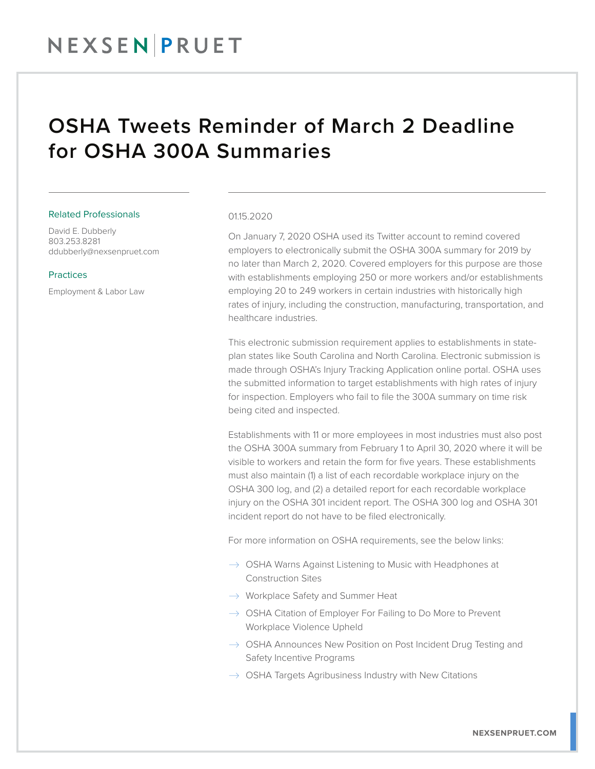# OSHA Tweets Reminder of March 2 Deadline for OSHA 300A Summaries

Related Professionals

David E. Dubberly
803.253.8281
ddubberly@nexsenpruet.com

Practices

Employment & Labor Law

01.15.2020

On January 7, 2020 OSHA used its Twitter account to remind covered employers to electronically submit the OSHA 300A summary for 2019 by no later than March 2, 2020. Covered employers for this purpose are those with establishments employing 250 or more workers and/or establishments employing 20 to 249 workers in certain industries with historically high rates of injury, including the construction, manufacturing, transportation, and healthcare industries.

This electronic submission requirement applies to establishments in state-plan states like South Carolina and North Carolina. Electronic submission is made through OSHA's Injury Tracking Application online portal. OSHA uses the submitted information to target establishments with high rates of injury for inspection. Employers who fail to file the 300A summary on time risk being cited and inspected.

Establishments with 11 or more employees in most industries must also post the OSHA 300A summary from February 1 to April 30, 2020 where it will be visible to workers and retain the form for five years. These establishments must also maintain (1) a list of each recordable workplace injury on the OSHA 300 log, and (2) a detailed report for each recordable workplace injury on the OSHA 301 incident report. The OSHA 300 log and OSHA 301 incident report do not have to be filed electronically.

For more information on OSHA requirements, see the below links:

- OSHA Warns Against Listening to Music with Headphones at Construction Sites
- Workplace Safety and Summer Heat
- OSHA Citation of Employer For Failing to Do More to Prevent Workplace Violence Upheld
- OSHA Announces New Position on Post Incident Drug Testing and Safety Incentive Programs
- OSHA Targets Agribusiness Industry with New Citations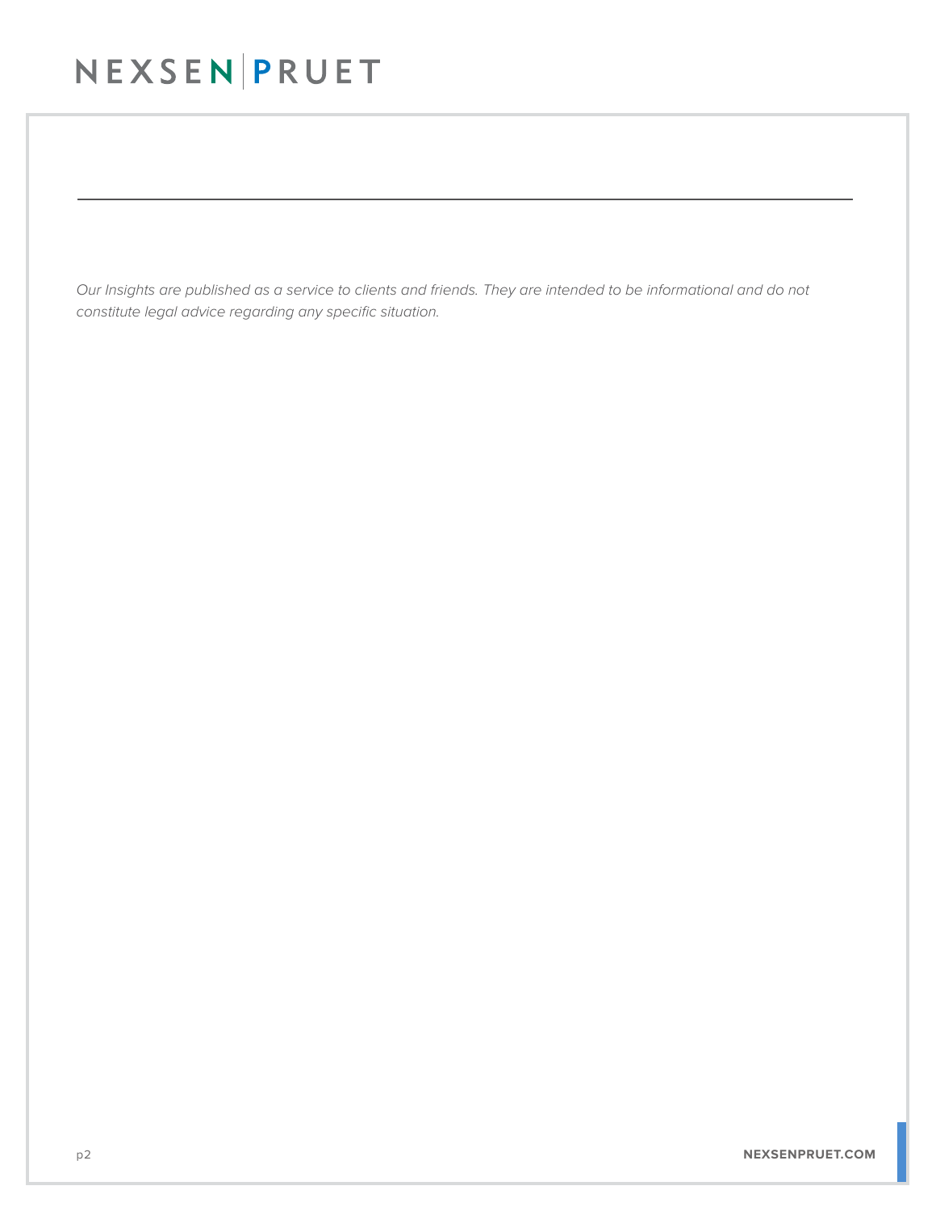---

*Our Insights are published as a service to clients and friends. They are intended to be informational and do not constitute legal advice regarding any specific situation.*